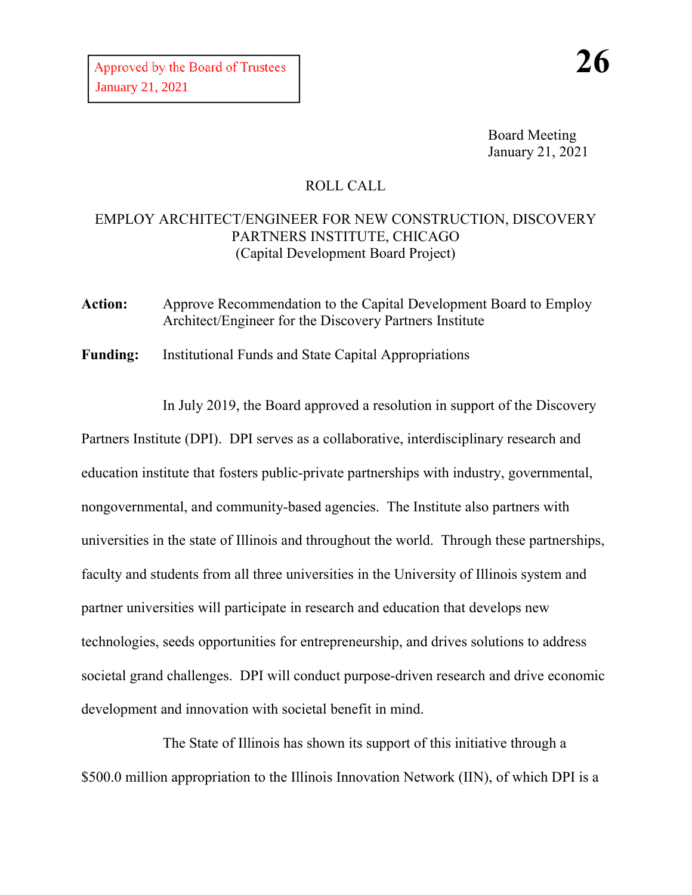Approved by the Board of Trustees
January 21, 2021

**26**

Board Meeting
January 21, 2021

ROLL CALL

EMPLOY ARCHITECT/ENGINEER FOR NEW CONSTRUCTION, DISCOVERY PARTNERS INSTITUTE, CHICAGO
(Capital Development Board Project)

**Action:** Approve Recommendation to the Capital Development Board to Employ Architect/Engineer for the Discovery Partners Institute

**Funding:** Institutional Funds and State Capital Appropriations

In July 2019, the Board approved a resolution in support of the Discovery Partners Institute (DPI). DPI serves as a collaborative, interdisciplinary research and education institute that fosters public-private partnerships with industry, governmental, nongovernmental, and community-based agencies. The Institute also partners with universities in the state of Illinois and throughout the world. Through these partnerships, faculty and students from all three universities in the University of Illinois system and partner universities will participate in research and education that develops new technologies, seeds opportunities for entrepreneurship, and drives solutions to address societal grand challenges. DPI will conduct purpose-driven research and drive economic development and innovation with societal benefit in mind.

The State of Illinois has shown its support of this initiative through a $500.0 million appropriation to the Illinois Innovation Network (IIN), of which DPI is a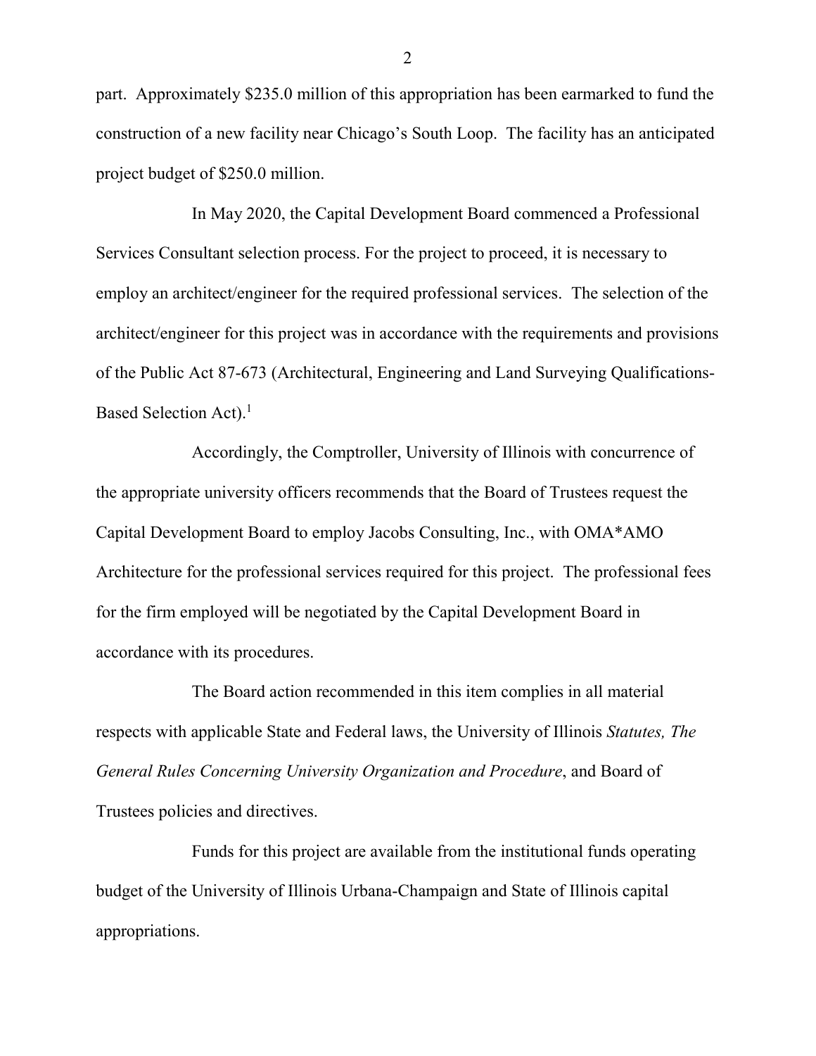part. Approximately $235.0 million of this appropriation has been earmarked to fund the construction of a new facility near Chicago's South Loop. The facility has an anticipated project budget of $250.0 million.

In May 2020, the Capital Development Board commenced a Professional Services Consultant selection process. For the project to proceed, it is necessary to employ an architect/engineer for the required professional services. The selection of the architect/engineer for this project was in accordance with the requirements and provisions of the Public Act 87-673 (Architectural, Engineering and Land Surveying Qualifications-Based Selection Act).[1]

Accordingly, the Comptroller, University of Illinois with concurrence of the appropriate university officers recommends that the Board of Trustees request the Capital Development Board to employ Jacobs Consulting, Inc., with OMA*AMO Architecture for the professional services required for this project. The professional fees for the firm employed will be negotiated by the Capital Development Board in accordance with its procedures.

The Board action recommended in this item complies in all material respects with applicable State and Federal laws, the University of Illinois *Statutes, The General Rules Concerning University Organization and Procedure*, and Board of Trustees policies and directives.

Funds for this project are available from the institutional funds operating budget of the University of Illinois Urbana-Champaign and State of Illinois capital appropriations.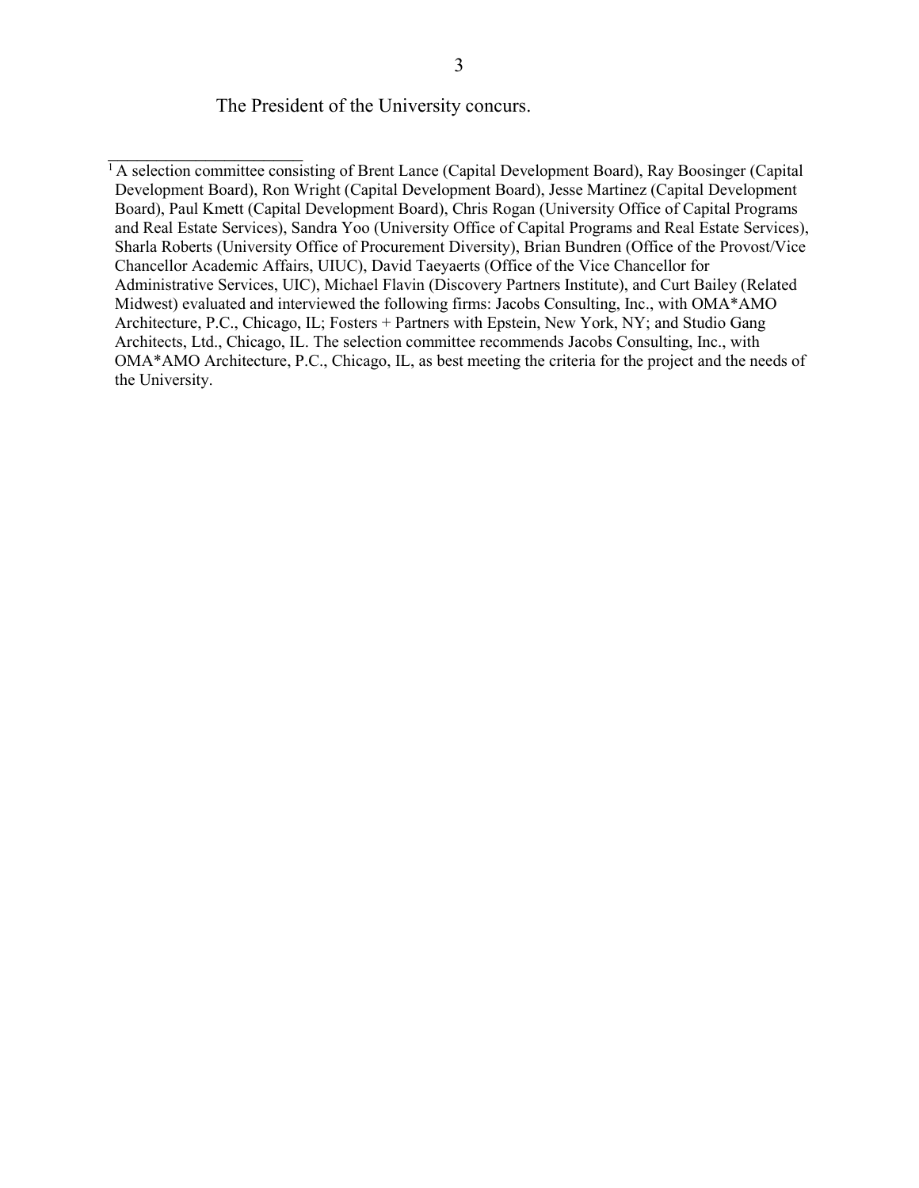The President of the University concurs.

---

[1] A selection committee consisting of Brent Lance (Capital Development Board), Ray Boosinger (Capital Development Board), Ron Wright (Capital Development Board), Jesse Martinez (Capital Development Board), Paul Kmett (Capital Development Board), Chris Rogan (University Office of Capital Programs and Real Estate Services), Sandra Yoo (University Office of Capital Programs and Real Estate Services), Sharla Roberts (University Office of Procurement Diversity), Brian Bundren (Office of the Provost/Vice Chancellor Academic Affairs, UIUC), David Taeyaerts (Office of the Vice Chancellor for Administrative Services, UIC), Michael Flavin (Discovery Partners Institute), and Curt Bailey (Related Midwest) evaluated and interviewed the following firms: Jacobs Consulting, Inc., with OMA*AMO Architecture, P.C., Chicago, IL; Fosters + Partners with Epstein, New York, NY; and Studio Gang Architects, Ltd., Chicago, IL. The selection committee recommends Jacobs Consulting, Inc., with OMA*AMO Architecture, P.C., Chicago, IL, as best meeting the criteria for the project and the needs of the University.